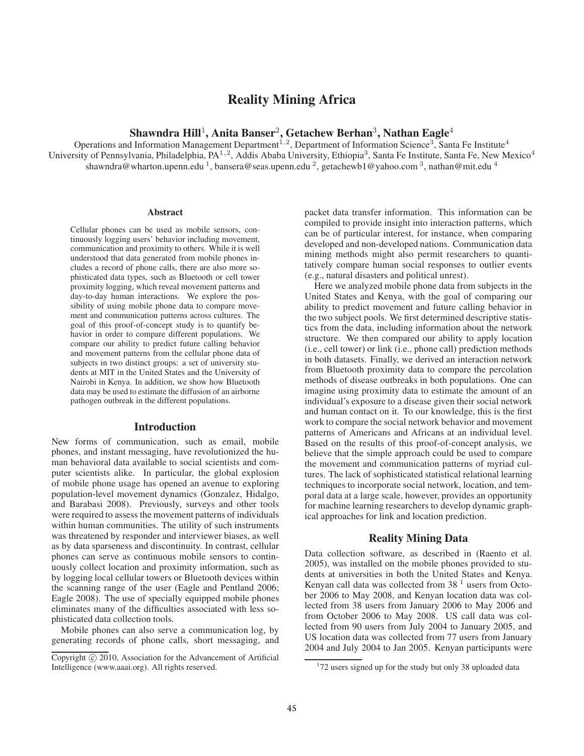# Reality Mining Africa

**Shawndra Hill[1], Anita Banser[2], Getachew Berhan[3], Nathan Eagle[4]**

Operations and Information Management Department[1,2], Department of Information Science[3], Santa Fe Institute[4]
University of Pennsylvania, Philadelphia, PA[1,2], Addis Ababa University, Ethiopia[3], Santa Fe Institute, Santa Fe, New Mexico[4]
shawndra@wharton.upenn.edu [1], bansera@seas.upenn.edu [2], getachewb1@yahoo.com [3], nathan@mit.edu [4]

## Abstract

Cellular phones can be used as mobile sensors, continuously logging users' behavior including movement, communication and proximity to others. While it is well understood that data generated from mobile phones includes a record of phone calls, there are also more sophisticated data types, such as Bluetooth or cell tower proximity logging, which reveal movement patterns and day-to-day human interactions. We explore the possibility of using mobile phone data to compare movement and communication patterns across cultures. The goal of this proof-of-concept study is to quantify behavior in order to compare different populations. We compare our ability to predict future calling behavior and movement patterns from the cellular phone data of subjects in two distinct groups: a set of university students at MIT in the United States and the University of Nairobi in Kenya. In addition, we show how Bluetooth data may be used to estimate the diffusion of an airborne pathogen outbreak in the different populations.

## Introduction

New forms of communication, such as email, mobile phones, and instant messaging, have revolutionized the human behavioral data available to social scientists and computer scientists alike. In particular, the global explosion of mobile phone usage has opened an avenue to exploring population-level movement dynamics (Gonzalez, Hidalgo, and Barabasi 2008). Previously, surveys and other tools were required to assess the movement patterns of individuals within human communities. The utility of such instruments was threatened by responder and interviewer biases, as well as by data sparseness and discontinuity. In contrast, cellular phones can serve as continuous mobile sensors to continuously collect location and proximity information, such as by logging local cellular towers or Bluetooth devices within the scanning range of the user (Eagle and Pentland 2006; Eagle 2008). The use of specially equipped mobile phones eliminates many of the difficulties associated with less sophisticated data collection tools.

Mobile phones can also serve a communication log, by generating records of phone calls, short messaging, and packet data transfer information. This information can be compiled to provide insight into interaction patterns, which can be of particular interest, for instance, when comparing developed and non-developed nations. Communication data mining methods might also permit researchers to quantitatively compare human social responses to outlier events (e.g., natural disasters and political unrest).

Here we analyzed mobile phone data from subjects in the United States and Kenya, with the goal of comparing our ability to predict movement and future calling behavior in the two subject pools. We first determined descriptive statistics from the data, including information about the network structure. We then compared our ability to apply location (i.e., cell tower) or link (i.e., phone call) prediction methods in both datasets. Finally, we derived an interaction network from Bluetooth proximity data to compare the percolation methods of disease outbreaks in both populations. One can imagine using proximity data to estimate the amount of an individual's exposure to a disease given their social network and human contact on it. To our knowledge, this is the first work to compare the social network behavior and movement patterns of Americans and Africans at an individual level. Based on the results of this proof-of-concept analysis, we believe that the simple approach could be used to compare the movement and communication patterns of myriad cultures. The lack of sophisticated statistical relational learning techniques to incorporate social network, location, and temporal data at a large scale, however, provides an opportunity for machine learning researchers to develop dynamic graphical approaches for link and location prediction.

## Reality Mining Data

Data collection software, as described in (Raento et al. 2005), was installed on the mobile phones provided to students at universities in both the United States and Kenya. Kenyan call data was collected from 38 [1] users from October 2006 to May 2008, and Kenyan location data was collected from 38 users from January 2006 to May 2006 and from October 2006 to May 2008. US call data was collected from 90 users from July 2004 to January 2005, and US location data was collected from 77 users from January 2004 and July 2004 to Jan 2005. Kenyan participants were

[1] 72 users signed up for the study but only 38 uploaded data

Copyright © 2010, Association for the Advancement of Artificial Intelligence (www.aaai.org). All rights reserved.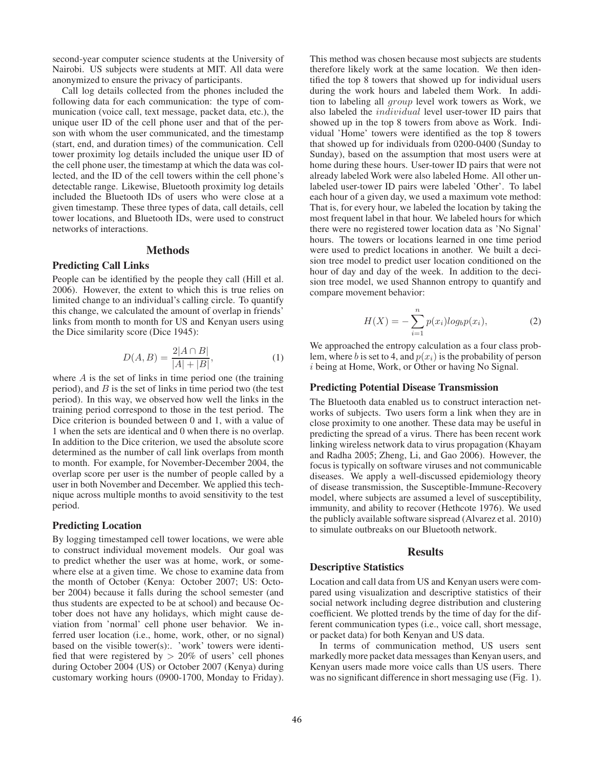second-year computer science students at the University of Nairobi. US subjects were students at MIT. All data were anonymized to ensure the privacy of participants.

Call log details collected from the phones included the following data for each communication: the type of communication (voice call, text message, packet data, etc.), the unique user ID of the cell phone user and that of the person with whom the user communicated, and the timestamp (start, end, and duration times) of the communication. Cell tower proximity log details included the unique user ID of the cell phone user, the timestamp at which the data was collected, and the ID of the cell towers within the cell phone's detectable range. Likewise, Bluetooth proximity log details included the Bluetooth IDs of users who were close at a given timestamp. These three types of data, call details, cell tower locations, and Bluetooth IDs, were used to construct networks of interactions.

## Methods

### Predicting Call Links

People can be identified by the people they call (Hill et al. 2006). However, the extent to which this is true relies on limited change to an individual's calling circle. To quantify this change, we calculated the amount of overlap in friends' links from month to month for US and Kenyan users using the Dice similarity score (Dice 1945):

$$D(A, B) = \frac{2|A \cap B|}{|A| + |B|}, \tag{1}$$

where $A$ is the set of links in time period one (the training period), and $B$ is the set of links in time period two (the test period). In this way, we observed how well the links in the training period correspond to those in the test period. The Dice criterion is bounded between 0 and 1, with a value of 1 when the sets are identical and 0 when there is no overlap. In addition to the Dice criterion, we used the absolute score determined as the number of call link overlaps from month to month. For example, for November-December 2004, the overlap score per user is the number of people called by a user in both November and December. We applied this technique across multiple months to avoid sensitivity to the test period.

### Predicting Location

By logging timestamped cell tower locations, we were able to construct individual movement models. Our goal was to predict whether the user was at home, work, or somewhere else at a given time. We chose to examine data from the month of October (Kenya: October 2007; US: October 2004) because it falls during the school semester (and thus students are expected to be at school) and because October does not have any holidays, which might cause deviation from 'normal' cell phone user behavior. We inferred user location (i.e., home, work, other, or no signal) based on the visible tower(s):. 'work' towers were identified that were registered by $> 20\%$ of users' cell phones during October 2004 (US) or October 2007 (Kenya) during customary working hours (0900-1700, Monday to Friday). This method was chosen because most subjects are students therefore likely work at the same location. We then identified the top 8 towers that showed up for individual users during the work hours and labeled them Work. In addition to labeling all *group* level work towers as Work, we also labeled the *individual* level user-tower ID pairs that showed up in the top 8 towers from above as Work. Individual 'Home' towers were identified as the top 8 towers that showed up for individuals from 0200-0400 (Sunday to Sunday), based on the assumption that most users were at home during these hours. User-tower ID pairs that were not already labeled Work were also labeled Home. All other unlabeled user-tower ID pairs were labeled 'Other'. To label each hour of a given day, we used a maximum vote method: That is, for every hour, we labeled the location by taking the most frequent label in that hour. We labeled hours for which there were no registered tower location data as 'No Signal' hours. The towers or locations learned in one time period were used to predict locations in another. We built a decision tree model to predict user location conditioned on the hour of day and day of the week. In addition to the decision tree model, we used Shannon entropy to quantify and compare movement behavior:

$$H(X) = -\sum_{i=1}^{n} p(x_i) log_b p(x_i), \tag{2}$$

We approached the entropy calculation as a four class problem, where $b$ is set to 4, and $p(x_i)$ is the probability of person $i$ being at Home, Work, or Other or having No Signal.

### Predicting Potential Disease Transmission

The Bluetooth data enabled us to construct interaction networks of subjects. Two users form a link when they are in close proximity to one another. These data may be useful in predicting the spread of a virus. There has been recent work linking wireless network data to virus propagation (Khayam and Radha 2005; Zheng, Li, and Gao 2006). However, the focus is typically on software viruses and not communicable diseases. We apply a well-discussed epidemiology theory of disease transmission, the Susceptible-Immune-Recovery model, where subjects are assumed a level of susceptibility, immunity, and ability to recover (Hethcote 1976). We used the publicly available software sispread (Alvarez et al. 2010) to simulate outbreaks on our Bluetooth network.

## Results

### Descriptive Statistics

Location and call data from US and Kenyan users were compared using visualization and descriptive statistics of their social network including degree distribution and clustering coefficient. We plotted trends by the time of day for the different communication types (i.e., voice call, short message, or packet data) for both Kenyan and US data.

In terms of communication method, US users sent markedly more packet data messages than Kenyan users, and Kenyan users made more voice calls than US users. There was no significant difference in short messaging use (Fig. 1).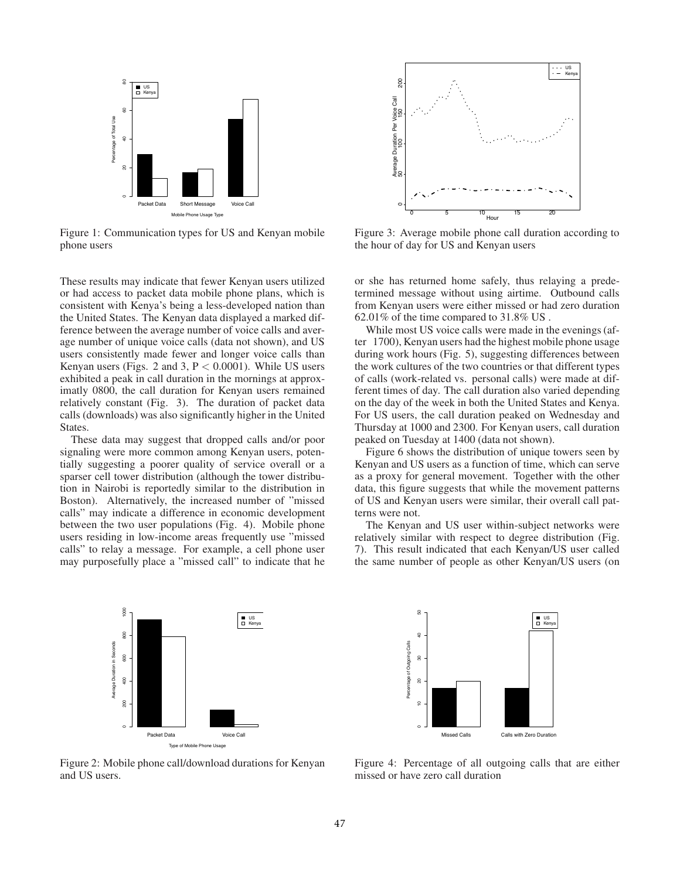Figure 1: Communication types for US and Kenyan mobile phone users

Figure 3: Average mobile phone call duration according to the hour of day for US and Kenyan users

These results may indicate that fewer Kenyan users utilized or had access to packet data mobile phone plans, which is consistent with Kenya's being a less-developed nation than the United States. The Kenyan data displayed a marked difference between the average number of voice calls and average number of unique voice calls (data not shown), and US users consistently made fewer and longer voice calls than Kenyan users (Figs. 2 and 3, $P < 0.0001$). While US users exhibited a peak in call duration in the mornings at approximatly 0800, the call duration for Kenyan users remained relatively constant (Fig. 3). The duration of packet data calls (downloads) was also significantly higher in the United States.

These data may suggest that dropped calls and/or poor signaling were more common among Kenyan users, potentially suggesting a poorer quality of service overall or a sparser cell tower distribution (although the tower distribution in Nairobi is reportedly similar to the distribution in Boston). Alternatively, the increased number of "missed calls" may indicate a difference in economic development between the two user populations (Fig. 4). Mobile phone users residing in low-income areas frequently use "missed calls" to relay a message. For example, a cell phone user may purposefully place a "missed call" to indicate that he or she has returned home safely, thus relaying a predetermined message without using airtime. Outbound calls from Kenyan users were either missed or had zero duration 62.01% of the time compared to 31.8% US .

While most US voice calls were made in the evenings (after 1700), Kenyan users had the highest mobile phone usage during work hours (Fig. 5), suggesting differences between the work cultures of the two countries or that different types of calls (work-related vs. personal calls) were made at different times of day. The call duration also varied depending on the day of the week in both the United States and Kenya. For US users, the call duration peaked on Wednesday and Thursday at 1000 and 2300. For Kenyan users, call duration peaked on Tuesday at 1400 (data not shown).

Figure 6 shows the distribution of unique towers seen by Kenyan and US users as a function of time, which can serve as a proxy for general movement. Together with the other data, this figure suggests that while the movement patterns of US and Kenyan users were similar, their overall call patterns were not.

The Kenyan and US user within-subject networks were relatively similar with respect to degree distribution (Fig. 7). This result indicated that each Kenyan/US user called the same number of people as other Kenyan/US users (on

Figure 2: Mobile phone call/download durations for Kenyan and US users.

Figure 4: Percentage of all outgoing calls that are either missed or have zero call duration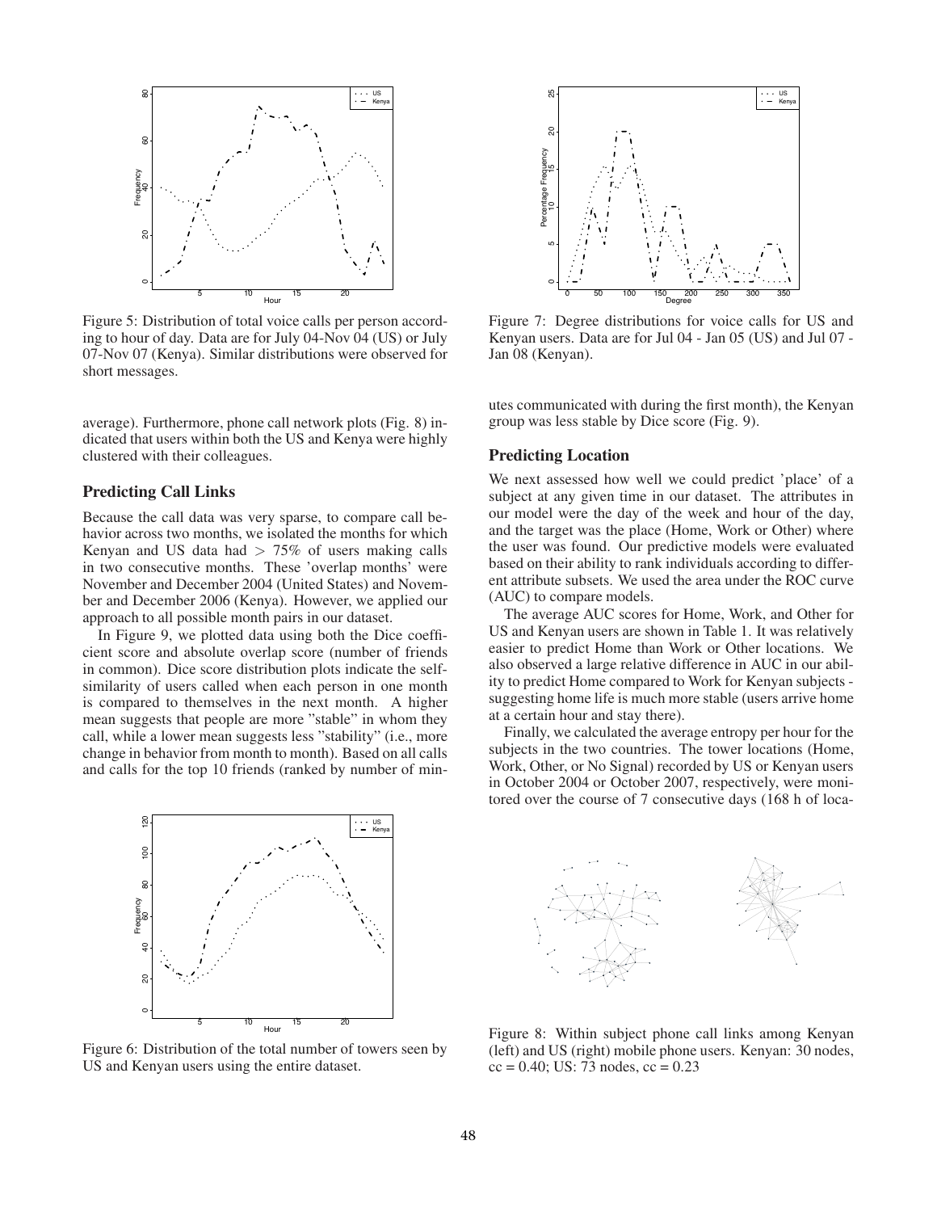Figure 5: Distribution of total voice calls per person according to hour of day. Data are for July 04-Nov 04 (US) or July 07-Nov 07 (Kenya). Similar distributions were observed for short messages.

average). Furthermore, phone call network plots (Fig. 8) indicated that users within both the US and Kenya were highly clustered with their colleagues.

### Predicting Call Links

Because the call data was very sparse, to compare call behavior across two months, we isolated the months for which Kenyan and US data had $> 75\%$ of users making calls in two consecutive months. These 'overlap months' were November and December 2004 (United States) and November and December 2006 (Kenya). However, we applied our approach to all possible month pairs in our dataset.

In Figure 9, we plotted data using both the Dice coefficient score and absolute overlap score (number of friends in common). Dice score distribution plots indicate the self-similarity of users called when each person in one month is compared to themselves in the next month. A higher mean suggests that people are more "stable" in whom they call, while a lower mean suggests less "stability" (i.e., more change in behavior from month to month). Based on all calls and calls for the top 10 friends (ranked by number of minutes communicated with during the first month), the Kenyan group was less stable by Dice score (Fig. 9).

Figure 6: Distribution of the total number of towers seen by US and Kenyan users using the entire dataset.

Figure 7: Degree distributions for voice calls for US and Kenyan users. Data are for Jul 04 - Jan 05 (US) and Jul 07 - Jan 08 (Kenyan).

### Predicting Location

We next assessed how well we could predict 'place' of a subject at any given time in our dataset. The attributes in our model were the day of the week and hour of the day, and the target was the place (Home, Work or Other) where the user was found. Our predictive models were evaluated based on their ability to rank individuals according to different attribute subsets. We used the area under the ROC curve (AUC) to compare models.

The average AUC scores for Home, Work, and Other for US and Kenyan users are shown in Table 1. It was relatively easier to predict Home than Work or Other locations. We also observed a large relative difference in AUC in our ability to predict Home compared to Work for Kenyan subjects - suggesting home life is much more stable (users arrive home at a certain hour and stay there).

Finally, we calculated the average entropy per hour for the subjects in the two countries. The tower locations (Home, Work, Other, or No Signal) recorded by US or Kenyan users in October 2004 or October 2007, respectively, were monitored over the course of 7 consecutive days (168 h of loca-

Figure 8: Within subject phone call links among Kenyan (left) and US (right) mobile phone users. Kenyan: 30 nodes, cc = 0.40; US: 73 nodes, cc = 0.23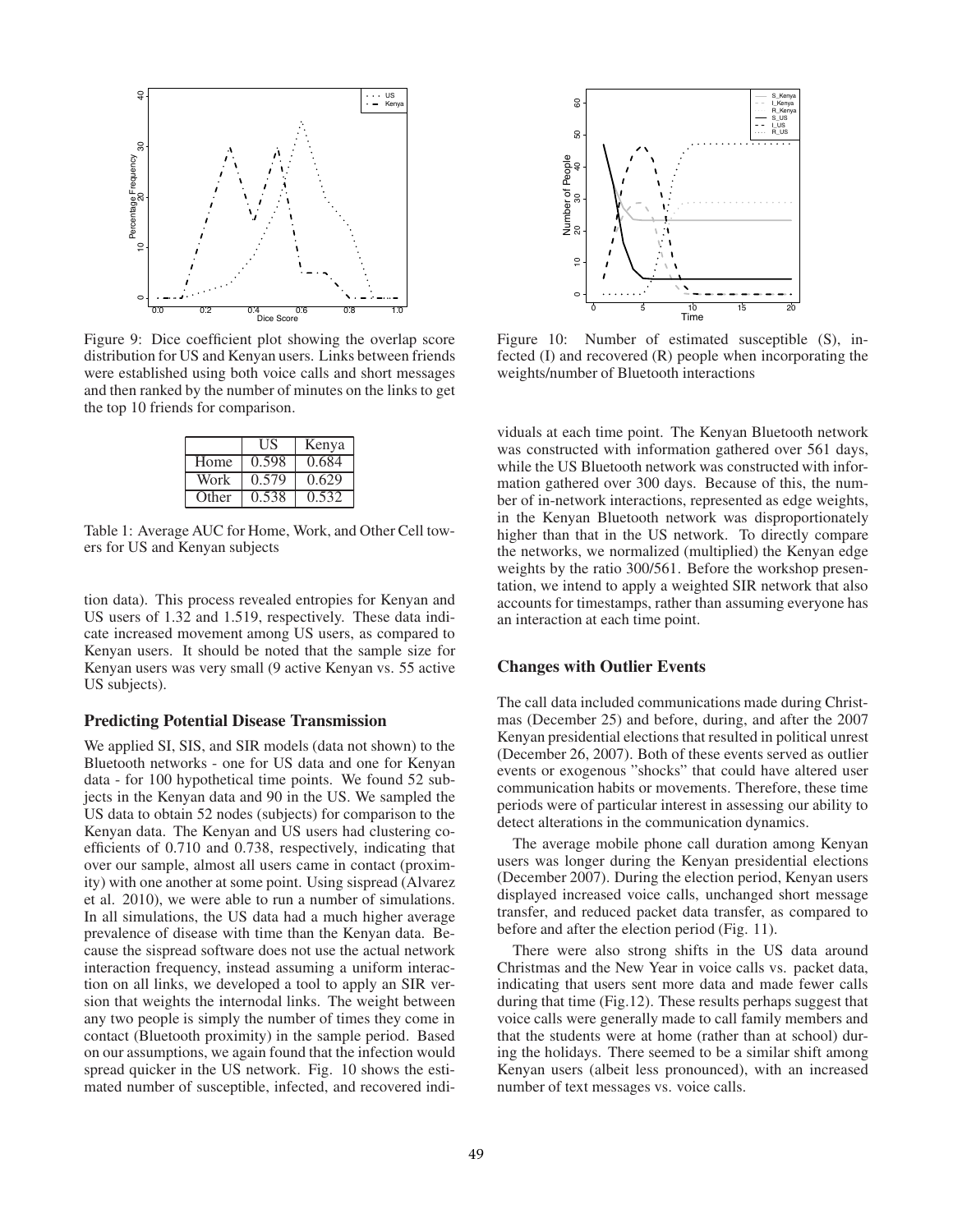Figure 9: Dice coefficient plot showing the overlap score distribution for US and Kenyan users. Links between friends were established using both voice calls and short messages and then ranked by the number of minutes on the links to get the top 10 friends for comparison.

| | US | Kenya |
|---|---|---|
| Home | 0.598 | 0.684 |
| Work | 0.579 | 0.629 |
| Other | 0.538 | 0.532 |

Table 1: Average AUC for Home, Work, and Other Cell towers for US and Kenyan subjects

tion data). This process revealed entropies for Kenyan and US users of 1.32 and 1.519, respectively. These data indicate increased movement among US users, as compared to Kenyan users. It should be noted that the sample size for Kenyan users was very small (9 active Kenyan vs. 55 active US subjects).

### Predicting Potential Disease Transmission

We applied SI, SIS, and SIR models (data not shown) to the Bluetooth networks - one for US data and one for Kenyan data - for 100 hypothetical time points. We found 52 subjects in the Kenyan data and 90 in the US. We sampled the US data to obtain 52 nodes (subjects) for comparison to the Kenyan data. The Kenyan and US users had clustering coefficients of 0.710 and 0.738, respectively, indicating that over our sample, almost all users came in contact (proximity) with one another at some point. Using sispread (Alvarez et al. 2010), we were able to run a number of simulations. In all simulations, the US data had a much higher average prevalence of disease with time than the Kenyan data. Because the sispread software does not use the actual network interaction frequency, instead assuming a uniform interaction on all links, we developed a tool to apply an SIR version that weights the internodal links. The weight between any two people is simply the number of times they come in contact (Bluetooth proximity) in the sample period. Based on our assumptions, we again found that the infection would spread quicker in the US network. Fig. 10 shows the estimated number of susceptible, infected, and recovered individuals at each time point. The Kenyan Bluetooth network was constructed with information gathered over 561 days, while the US Bluetooth network was constructed with information gathered over 300 days. Because of this, the number of in-network interactions, represented as edge weights, in the Kenyan Bluetooth network was disproportionately higher than that in the US network. To directly compare the networks, we normalized (multiplied) the Kenyan edge weights by the ratio 300/561. Before the workshop presentation, we intend to apply a weighted SIR network that also accounts for timestamps, rather than assuming everyone has an interaction at each time point.

Figure 10: Number of estimated susceptible (S), infected (I) and recovered (R) people when incorporating the weights/number of Bluetooth interactions

### Changes with Outlier Events

The call data included communications made during Christmas (December 25) and before, during, and after the 2007 Kenyan presidential elections that resulted in political unrest (December 26, 2007). Both of these events served as outlier events or exogenous "shocks" that could have altered user communication habits or movements. Therefore, these time periods were of particular interest in assessing our ability to detect alterations in the communication dynamics.

The average mobile phone call duration among Kenyan users was longer during the Kenyan presidential elections (December 2007). During the election period, Kenyan users displayed increased voice calls, unchanged short message transfer, and reduced packet data transfer, as compared to before and after the election period (Fig. 11).

There were also strong shifts in the US data around Christmas and the New Year in voice calls vs. packet data, indicating that users sent more data and made fewer calls during that time (Fig.12). These results perhaps suggest that voice calls were generally made to call family members and that the students were at home (rather than at school) during the holidays. There seemed to be a similar shift among Kenyan users (albeit less pronounced), with an increased number of text messages vs. voice calls.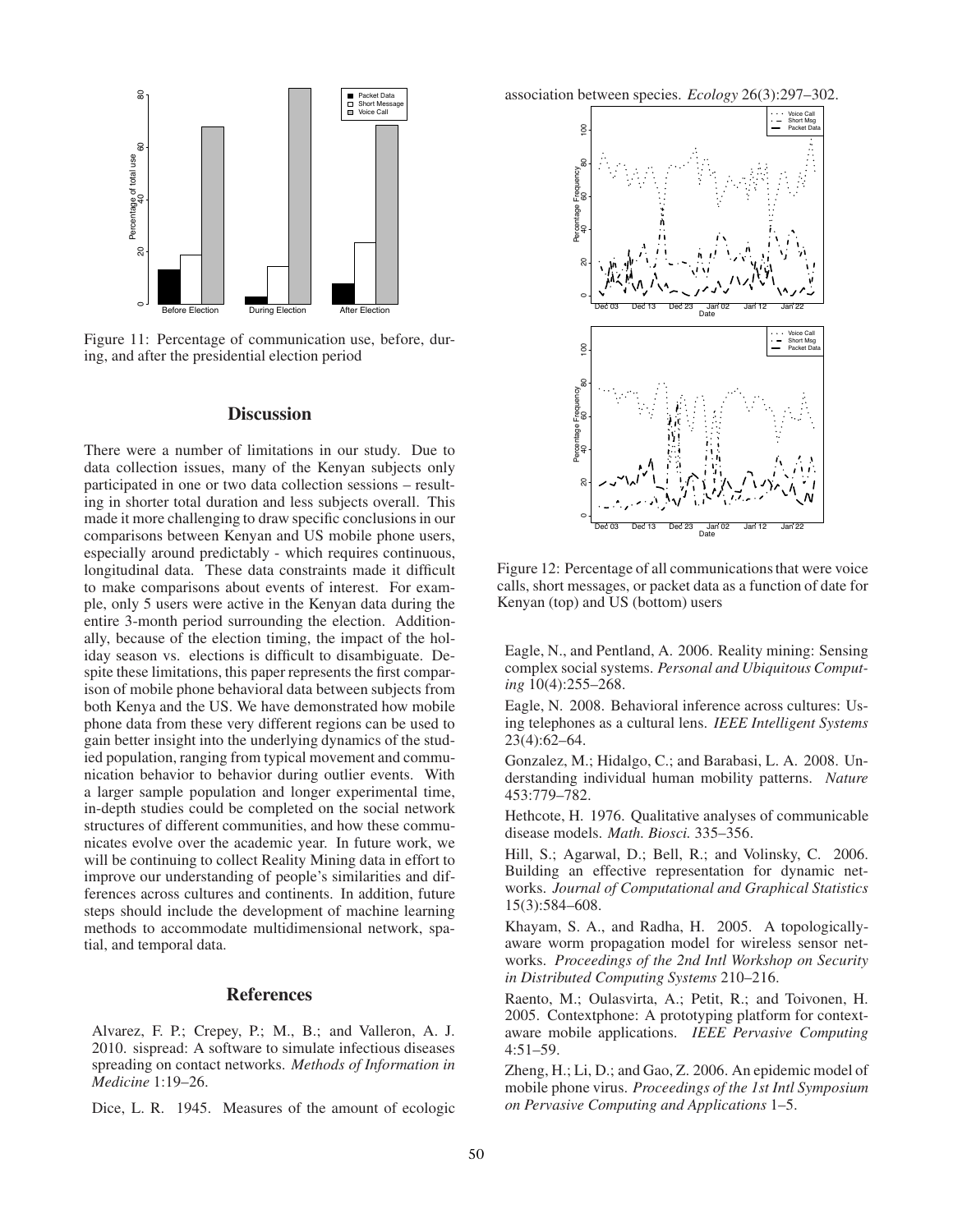80

60

40

20

0

Percentage of total use

Packet Data
Short Message
Voice Call

Before Election

During Election

After Election

Figure 11: Percentage of communication use, before, during, and after the presidential election period

## Discussion

There were a number of limitations in our study. Due to data collection issues, many of the Kenyan subjects only participated in one or two data collection sessions – resulting in shorter total duration and less subjects overall. This made it more challenging to draw specific conclusions in our comparisons between Kenyan and US mobile phone users, especially around predictably - which requires continuous, longitudinal data. These data constraints made it difficult to make comparisons about events of interest. For example, only 5 users were active in the Kenyan data during the entire 3-month period surrounding the election. Additionally, because of the election timing, the impact of the holiday season vs. elections is difficult to disambiguate. Despite these limitations, this paper represents the first comparison of mobile phone behavioral data between subjects from both Kenya and the US. We have demonstrated how mobile phone data from these very different regions can be used to gain better insight into the underlying dynamics of the studied population, ranging from typical movement and communication behavior to behavior during outlier events. With a larger sample population and longer experimental time, in-depth studies could be completed on the social network structures of different communities, and how these communicates evolve over the academic year. In future work, we will be continuing to collect Reality Mining data in effort to improve our understanding of people's similarities and differences across cultures and continents. In addition, future steps should include the development of machine learning methods to accommodate multidimensional network, spatial, and temporal data.

## References

Alvarez, F. P.; Crepey, P.; M., B.; and Valleron, A. J. 2010. sispread: A software to simulate infectious diseases spreading on contact networks. *Methods of Information in Medicine* 1:19–26.

Dice, L. R. 1945. Measures of the amount of ecologic association between species. *Ecology* 26(3):297–302.

100

80

60

40

20

0

Percentage Frequency

Voice Call
Short Msg
Packet Data

Dec 03 Dec 13 Dec 23 Jan 02 Jan 12 Jan 22

Date

100

80

60

40

20

0

Percentage Frequency

Voice Call
Short Msg
Packet Data

Dec 03 Dec 13 Dec 23 Jan 02 Jan 12 Jan 22

Date

Figure 12: Percentage of all communications that were voice calls, short messages, or packet data as a function of date for Kenyan (top) and US (bottom) users

Eagle, N., and Pentland, A. 2006. Reality mining: Sensing complex social systems. *Personal and Ubiquitous Computing* 10(4):255–268.

Eagle, N. 2008. Behavioral inference across cultures: Using telephones as a cultural lens. *IEEE Intelligent Systems* 23(4):62–64.

Gonzalez, M.; Hidalgo, C.; and Barabasi, L. A. 2008. Understanding individual human mobility patterns. *Nature* 453:779–782.

Hethcote, H. 1976. Qualitative analyses of communicable disease models. *Math. Biosci.* 335–356.

Hill, S.; Agarwal, D.; Bell, R.; and Volinsky, C. 2006. Building an effective representation for dynamic networks. *Journal of Computational and Graphical Statistics* 15(3):584–608.

Khayam, S. A., and Radha, H. 2005. A topologically-aware worm propagation model for wireless sensor networks. *Proceedings of the 2nd Intl Workshop on Security in Distributed Computing Systems* 210–216.

Raento, M.; Oulasvirta, A.; Petit, R.; and Toivonen, H. 2005. Contextphone: A prototyping platform for context-aware mobile applications. *IEEE Pervasive Computing* 4:51–59.

Zheng, H.; Li, D.; and Gao, Z. 2006. An epidemic model of mobile phone virus. *Proceedings of the 1st Intl Symposium on Pervasive Computing and Applications* 1–5.